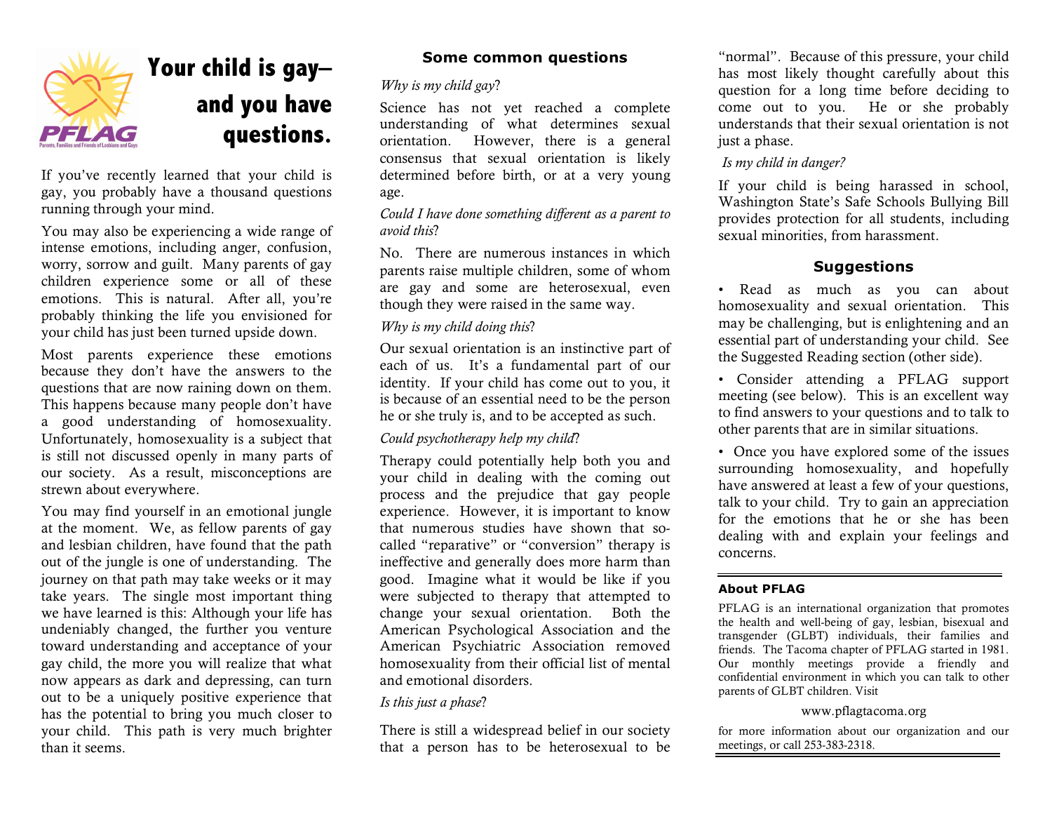# Your child is gay— and you have questions.

If you've recently learned that your child is gay, you probably have a thousand questions running through your mind.

You may also be experiencing a wide range of intense emotions, including anger, confusion, worry, sorrow and guilt. Many parents of gay children experience some or all of these emotions. This is natural. After all, you're probably thinking the life you envisioned for your child has just been turned upside down.

Most parents experience these emotions because they don't have the answers to the questions that are now raining down on them. This happens because many people don't have a good understanding of homosexuality. Unfortunately, homosexuality is a subject that is still not discussed openly in many parts of our society. As a result, misconceptions are strewn about everywhere.

You may find yourself in an emotional jungle at the moment. We, as fellow parents of gay and lesbian children, have found that the path out of the jungle is one of understanding. The journey on that path may take weeks or it may take years. The single most important thing we have learned is this: Although your life has undeniably changed, the further you venture toward understanding and acceptance of your gay child, the more you will realize that what now appears as dark and depressing, can turn out to be a uniquely positive experience that has the potential to bring you much closer to your child. This path is very much brighter than it seems.

## Some common questions

*Why is my child gay?*

Science has not yet reached a complete understanding of what determines sexual orientation. However, there is a general consensus that sexual orientation is likely determined before birth, or at a very young age.

*Could I have done something different as a parent to avoid this?*

No. There are numerous instances in which parents raise multiple children, some of whom are gay and some are heterosexual, even though they were raised in the same way.

*Why is my child doing this?*

Our sexual orientation is an instinctive part of each of us. It's a fundamental part of our identity. If your child has come out to you, it is because of an essential need to be the person he or she truly is, and to be accepted as such.

*Could psychotherapy help my child?*

Therapy could potentially help both you and your child in dealing with the coming out process and the prejudice that gay people experience. However, it is important to know that numerous studies have shown that so-called "reparative" or "conversion" therapy is ineffective and generally does more harm than good. Imagine what it would be like if you were subjected to therapy that attempted to change your sexual orientation. Both the American Psychological Association and the American Psychiatric Association removed homosexuality from their official list of mental and emotional disorders.

*Is this just a phase?*

There is still a widespread belief in our society that a person has to be heterosexual to be "normal". Because of this pressure, your child has most likely thought carefully about this question for a long time before deciding to come out to you. He or she probably understands that their sexual orientation is not just a phase.

*Is my child in danger?*

If your child is being harassed in school, Washington State's Safe Schools Bullying Bill provides protection for all students, including sexual minorities, from harassment.

## Suggestions

- Read as much as you can about homosexuality and sexual orientation. This may be challenging, but is enlightening and an essential part of understanding your child. See the Suggested Reading section (other side).
- Consider attending a PFLAG support meeting (see below). This is an excellent way to find answers to your questions and to talk to other parents that are in similar situations.
- Once you have explored some of the issues surrounding homosexuality, and hopefully have answered at least a few of your questions, talk to your child. Try to gain an appreciation for the emotions that he or she has been dealing with and explain your feelings and concerns.

### About PFLAG

PFLAG is an international organization that promotes the health and well-being of gay, lesbian, bisexual and transgender (GLBT) individuals, their families and friends. The Tacoma chapter of PFLAG started in 1981. Our monthly meetings provide a friendly and confidential environment in which you can talk to other parents of GLBT children. Visit

www.pflagtacoma.org

for more information about our organization and our meetings, or call 253-383-2318.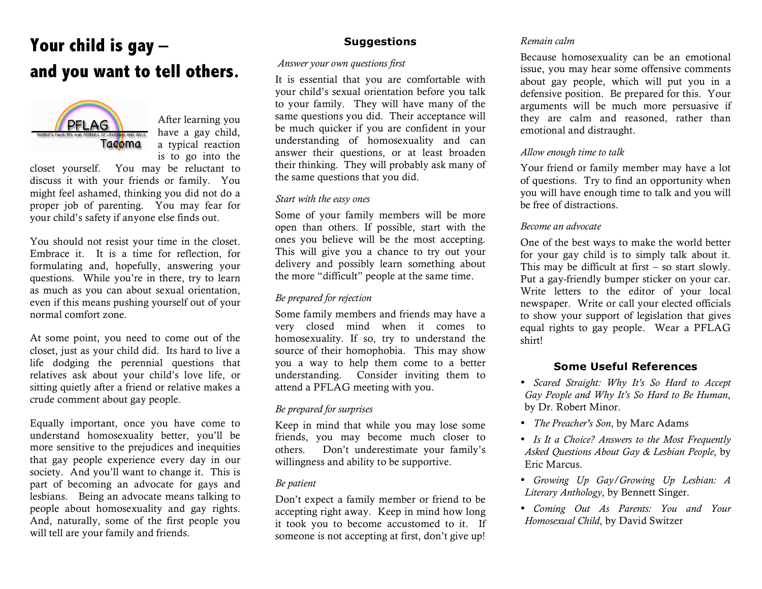# Your child is gay – and you want to tell others.

After learning you have a gay child, a typical reaction is to go into the closet yourself. You may be reluctant to discuss it with your friends or family. You might feel ashamed, thinking you did not do a proper job of parenting. You may fear for your child's safety if anyone else finds out.

You should not resist your time in the closet. Embrace it. It is a time for reflection, for formulating and, hopefully, answering your questions. While you're in there, try to learn as much as you can about sexual orientation, even if this means pushing yourself out of your normal comfort zone.

At some point, you need to come out of the closet, just as your child did. Its hard to live a life dodging the perennial questions that relatives ask about your child's love life, or sitting quietly after a friend or relative makes a crude comment about gay people.

Equally important, once you have come to understand homosexuality better, you'll be more sensitive to the prejudices and inequities that gay people experience every day in our society. And you'll want to change it. This is part of becoming an advocate for gays and lesbians. Being an advocate means talking to people about homosexuality and gay rights. And, naturally, some of the first people you will tell are your family and friends.

## Suggestions

*Answer your own questions first*

It is essential that you are comfortable with your child's sexual orientation before you talk to your family. They will have many of the same questions you did. Their acceptance will be much quicker if you are confident in your understanding of homosexuality and can answer their questions, or at least broaden their thinking. They will probably ask many of the same questions that you did.

*Start with the easy ones*

Some of your family members will be more open than others. If possible, start with the ones you believe will be the most accepting. This will give you a chance to try out your delivery and possibly learn something about the more "difficult" people at the same time.

*Be prepared for rejection*

Some family members and friends may have a very closed mind when it comes to homosexuality. If so, try to understand the source of their homophobia. This may show you a way to help them come to a better understanding. Consider inviting them to attend a PFLAG meeting with you.

*Be prepared for surprises*

Keep in mind that while you may lose some friends, you may become much closer to others. Don't underestimate your family's willingness and ability to be supportive.

*Be patient*

Don't expect a family member or friend to be accepting right away. Keep in mind how long it took you to become accustomed to it. If someone is not accepting at first, don't give up!

*Remain calm*

Because homosexuality can be an emotional issue, you may hear some offensive comments about gay people, which will put you in a defensive position. Be prepared for this. Your arguments will be much more persuasive if they are calm and reasoned, rather than emotional and distraught.

*Allow enough time to talk*

Your friend or family member may have a lot of questions. Try to find an opportunity when you will have enough time to talk and you will be free of distractions.

*Become an advocate*

One of the best ways to make the world better for your gay child is to simply talk about it. This may be difficult at first – so start slowly. Put a gay-friendly bumper sticker on your car. Write letters to the editor of your local newspaper. Write or call your elected officials to show your support of legislation that gives equal rights to gay people. Wear a PFLAG shirt!

## Some Useful References

- *Scared Straight: Why It's So Hard to Accept Gay People and Why It's So Hard to Be Human*, by Dr. Robert Minor.
- *The Preacher's Son*, by Marc Adams
- *Is It a Choice? Answers to the Most Frequently Asked Questions About Gay & Lesbian People*, by Eric Marcus.
- *Growing Up Gay/Growing Up Lesbian: A Literary Anthology*, by Bennett Singer.
- *Coming Out As Parents: You and Your Homosexual Child*, by David Switzer